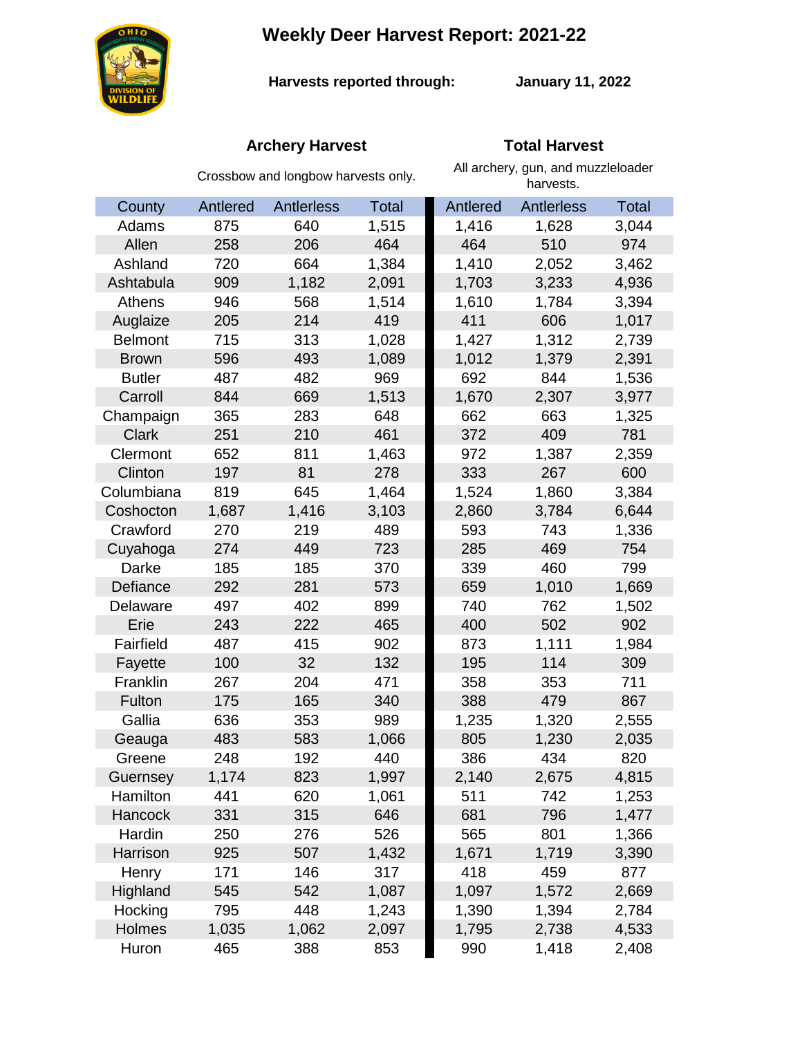# Weekly Deer Harvest Report: 2021-22

**Harvests reported through:** **January 11, 2022**

| | **Archery Harvest** | | | **Total Harvest** | | |
|---|---|---|---|---|---|---|
| | Crossbow and longbow harvests only. | | | All archery, gun, and muzzleloader harvests. | | |
| County | Antlered | Antlerless | Total | Antlered | Antlerless | Total |
| Adams | 875 | 640 | 1,515 | 1,416 | 1,628 | 3,044 |
| Allen | 258 | 206 | 464 | 464 | 510 | 974 |
| Ashland | 720 | 664 | 1,384 | 1,410 | 2,052 | 3,462 |
| Ashtabula | 909 | 1,182 | 2,091 | 1,703 | 3,233 | 4,936 |
| Athens | 946 | 568 | 1,514 | 1,610 | 1,784 | 3,394 |
| Auglaize | 205 | 214 | 419 | 411 | 606 | 1,017 |
| Belmont | 715 | 313 | 1,028 | 1,427 | 1,312 | 2,739 |
| Brown | 596 | 493 | 1,089 | 1,012 | 1,379 | 2,391 |
| Butler | 487 | 482 | 969 | 692 | 844 | 1,536 |
| Carroll | 844 | 669 | 1,513 | 1,670 | 2,307 | 3,977 |
| Champaign | 365 | 283 | 648 | 662 | 663 | 1,325 |
| Clark | 251 | 210 | 461 | 372 | 409 | 781 |
| Clermont | 652 | 811 | 1,463 | 972 | 1,387 | 2,359 |
| Clinton | 197 | 81 | 278 | 333 | 267 | 600 |
| Columbiana | 819 | 645 | 1,464 | 1,524 | 1,860 | 3,384 |
| Coshocton | 1,687 | 1,416 | 3,103 | 2,860 | 3,784 | 6,644 |
| Crawford | 270 | 219 | 489 | 593 | 743 | 1,336 |
| Cuyahoga | 274 | 449 | 723 | 285 | 469 | 754 |
| Darke | 185 | 185 | 370 | 339 | 460 | 799 |
| Defiance | 292 | 281 | 573 | 659 | 1,010 | 1,669 |
| Delaware | 497 | 402 | 899 | 740 | 762 | 1,502 |
| Erie | 243 | 222 | 465 | 400 | 502 | 902 |
| Fairfield | 487 | 415 | 902 | 873 | 1,111 | 1,984 |
| Fayette | 100 | 32 | 132 | 195 | 114 | 309 |
| Franklin | 267 | 204 | 471 | 358 | 353 | 711 |
| Fulton | 175 | 165 | 340 | 388 | 479 | 867 |
| Gallia | 636 | 353 | 989 | 1,235 | 1,320 | 2,555 |
| Geauga | 483 | 583 | 1,066 | 805 | 1,230 | 2,035 |
| Greene | 248 | 192 | 440 | 386 | 434 | 820 |
| Guernsey | 1,174 | 823 | 1,997 | 2,140 | 2,675 | 4,815 |
| Hamilton | 441 | 620 | 1,061 | 511 | 742 | 1,253 |
| Hancock | 331 | 315 | 646 | 681 | 796 | 1,477 |
| Hardin | 250 | 276 | 526 | 565 | 801 | 1,366 |
| Harrison | 925 | 507 | 1,432 | 1,671 | 1,719 | 3,390 |
| Henry | 171 | 146 | 317 | 418 | 459 | 877 |
| Highland | 545 | 542 | 1,087 | 1,097 | 1,572 | 2,669 |
| Hocking | 795 | 448 | 1,243 | 1,390 | 1,394 | 2,784 |
| Holmes | 1,035 | 1,062 | 2,097 | 1,795 | 2,738 | 4,533 |
| Huron | 465 | 388 | 853 | 990 | 1,418 | 2,408 |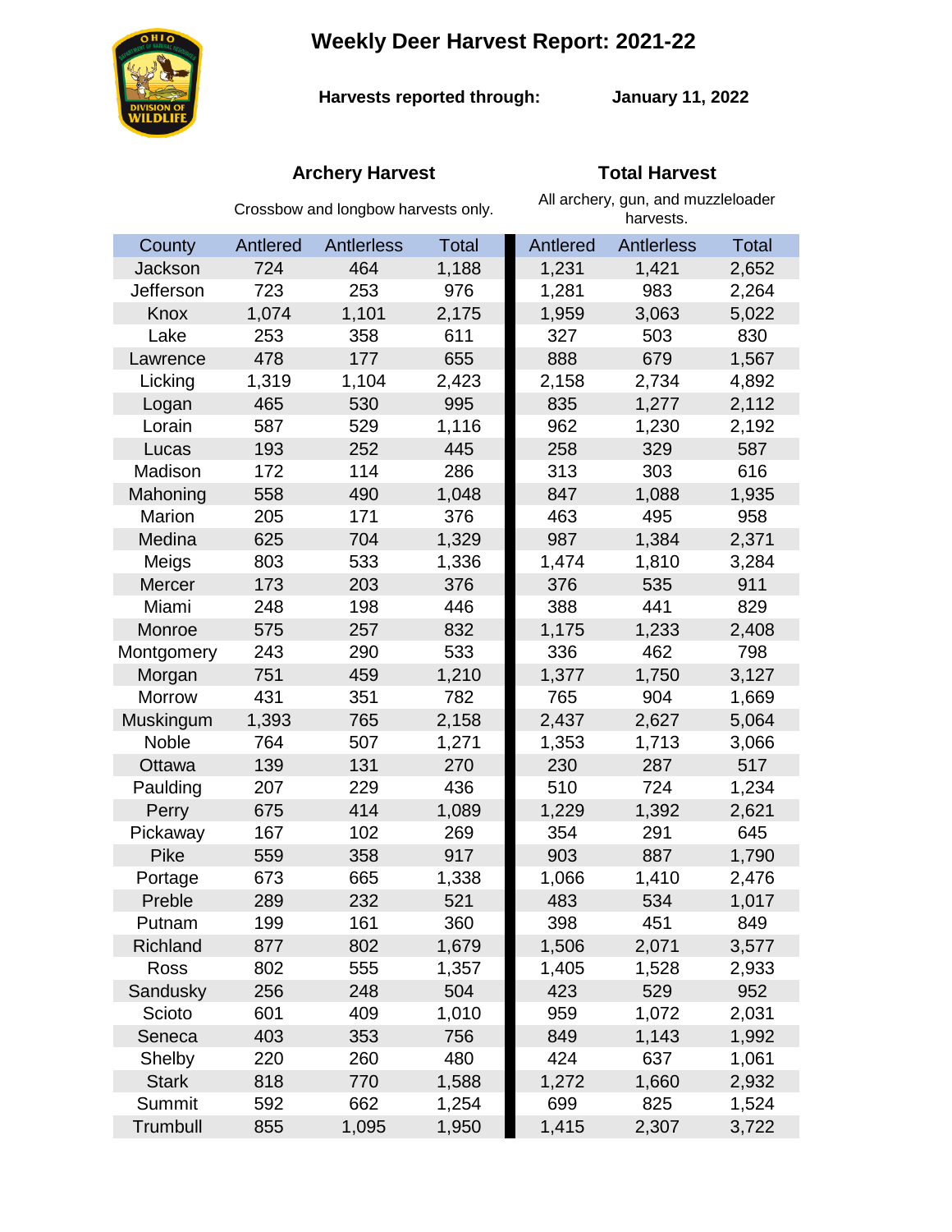# Weekly Deer Harvest Report: 2021-22

**Harvests reported through:** **January 11, 2022**

| County | Archery Harvest (Crossbow and longbow harvests only.) | | | Total Harvest (All archery, gun, and muzzleloader harvests.) | | |
|---|---|---|---|---|---|---|
| | Antlered | Antlerless | Total | Antlered | Antlerless | Total |
| Jackson | 724 | 464 | 1,188 | 1,231 | 1,421 | 2,652 |
| Jefferson | 723 | 253 | 976 | 1,281 | 983 | 2,264 |
| Knox | 1,074 | 1,101 | 2,175 | 1,959 | 3,063 | 5,022 |
| Lake | 253 | 358 | 611 | 327 | 503 | 830 |
| Lawrence | 478 | 177 | 655 | 888 | 679 | 1,567 |
| Licking | 1,319 | 1,104 | 2,423 | 2,158 | 2,734 | 4,892 |
| Logan | 465 | 530 | 995 | 835 | 1,277 | 2,112 |
| Lorain | 587 | 529 | 1,116 | 962 | 1,230 | 2,192 |
| Lucas | 193 | 252 | 445 | 258 | 329 | 587 |
| Madison | 172 | 114 | 286 | 313 | 303 | 616 |
| Mahoning | 558 | 490 | 1,048 | 847 | 1,088 | 1,935 |
| Marion | 205 | 171 | 376 | 463 | 495 | 958 |
| Medina | 625 | 704 | 1,329 | 987 | 1,384 | 2,371 |
| Meigs | 803 | 533 | 1,336 | 1,474 | 1,810 | 3,284 |
| Mercer | 173 | 203 | 376 | 376 | 535 | 911 |
| Miami | 248 | 198 | 446 | 388 | 441 | 829 |
| Monroe | 575 | 257 | 832 | 1,175 | 1,233 | 2,408 |
| Montgomery | 243 | 290 | 533 | 336 | 462 | 798 |
| Morgan | 751 | 459 | 1,210 | 1,377 | 1,750 | 3,127 |
| Morrow | 431 | 351 | 782 | 765 | 904 | 1,669 |
| Muskingum | 1,393 | 765 | 2,158 | 2,437 | 2,627 | 5,064 |
| Noble | 764 | 507 | 1,271 | 1,353 | 1,713 | 3,066 |
| Ottawa | 139 | 131 | 270 | 230 | 287 | 517 |
| Paulding | 207 | 229 | 436 | 510 | 724 | 1,234 |
| Perry | 675 | 414 | 1,089 | 1,229 | 1,392 | 2,621 |
| Pickaway | 167 | 102 | 269 | 354 | 291 | 645 |
| Pike | 559 | 358 | 917 | 903 | 887 | 1,790 |
| Portage | 673 | 665 | 1,338 | 1,066 | 1,410 | 2,476 |
| Preble | 289 | 232 | 521 | 483 | 534 | 1,017 |
| Putnam | 199 | 161 | 360 | 398 | 451 | 849 |
| Richland | 877 | 802 | 1,679 | 1,506 | 2,071 | 3,577 |
| Ross | 802 | 555 | 1,357 | 1,405 | 1,528 | 2,933 |
| Sandusky | 256 | 248 | 504 | 423 | 529 | 952 |
| Scioto | 601 | 409 | 1,010 | 959 | 1,072 | 2,031 |
| Seneca | 403 | 353 | 756 | 849 | 1,143 | 1,992 |
| Shelby | 220 | 260 | 480 | 424 | 637 | 1,061 |
| Stark | 818 | 770 | 1,588 | 1,272 | 1,660 | 2,932 |
| Summit | 592 | 662 | 1,254 | 699 | 825 | 1,524 |
| Trumbull | 855 | 1,095 | 1,950 | 1,415 | 2,307 | 3,722 |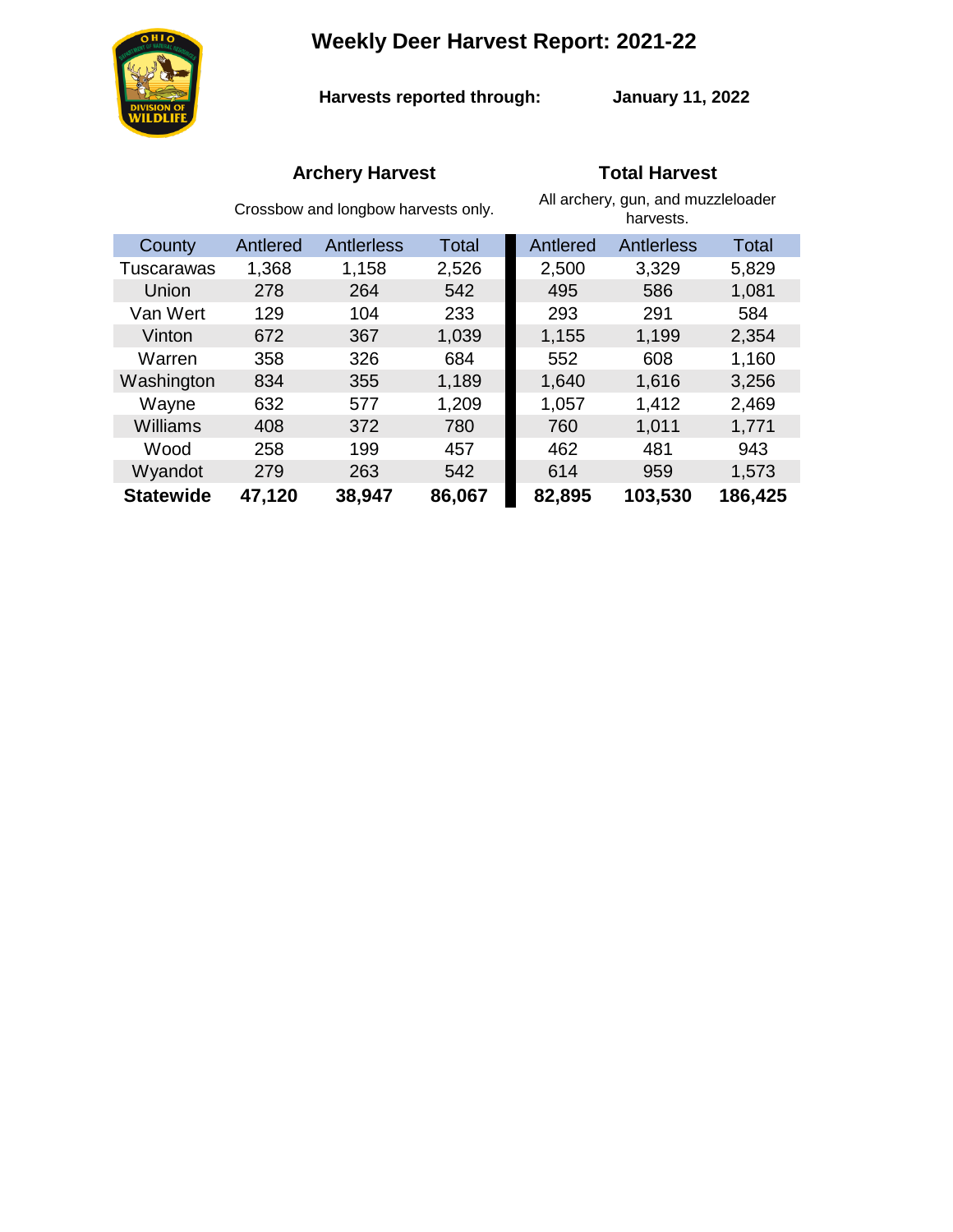# Weekly Deer Harvest Report: 2021-22

**Harvests reported through:** **January 11, 2022**

| | Archery Harvest | | | Total Harvest | | |
|---|---|---|---|---|---|---|
| | Crossbow and longbow harvests only. | | | All archery, gun, and muzzleloader harvests. | | |
| County | Antlered | Antlerless | Total | Antlered | Antlerless | Total |
| Tuscarawas | 1,368 | 1,158 | 2,526 | 2,500 | 3,329 | 5,829 |
| Union | 278 | 264 | 542 | 495 | 586 | 1,081 |
| Van Wert | 129 | 104 | 233 | 293 | 291 | 584 |
| Vinton | 672 | 367 | 1,039 | 1,155 | 1,199 | 2,354 |
| Warren | 358 | 326 | 684 | 552 | 608 | 1,160 |
| Washington | 834 | 355 | 1,189 | 1,640 | 1,616 | 3,256 |
| Wayne | 632 | 577 | 1,209 | 1,057 | 1,412 | 2,469 |
| Williams | 408 | 372 | 780 | 760 | 1,011 | 1,771 |
| Wood | 258 | 199 | 457 | 462 | 481 | 943 |
| Wyandot | 279 | 263 | 542 | 614 | 959 | 1,573 |
| **Statewide** | **47,120** | **38,947** | **86,067** | **82,895** | **103,530** | **186,425** |